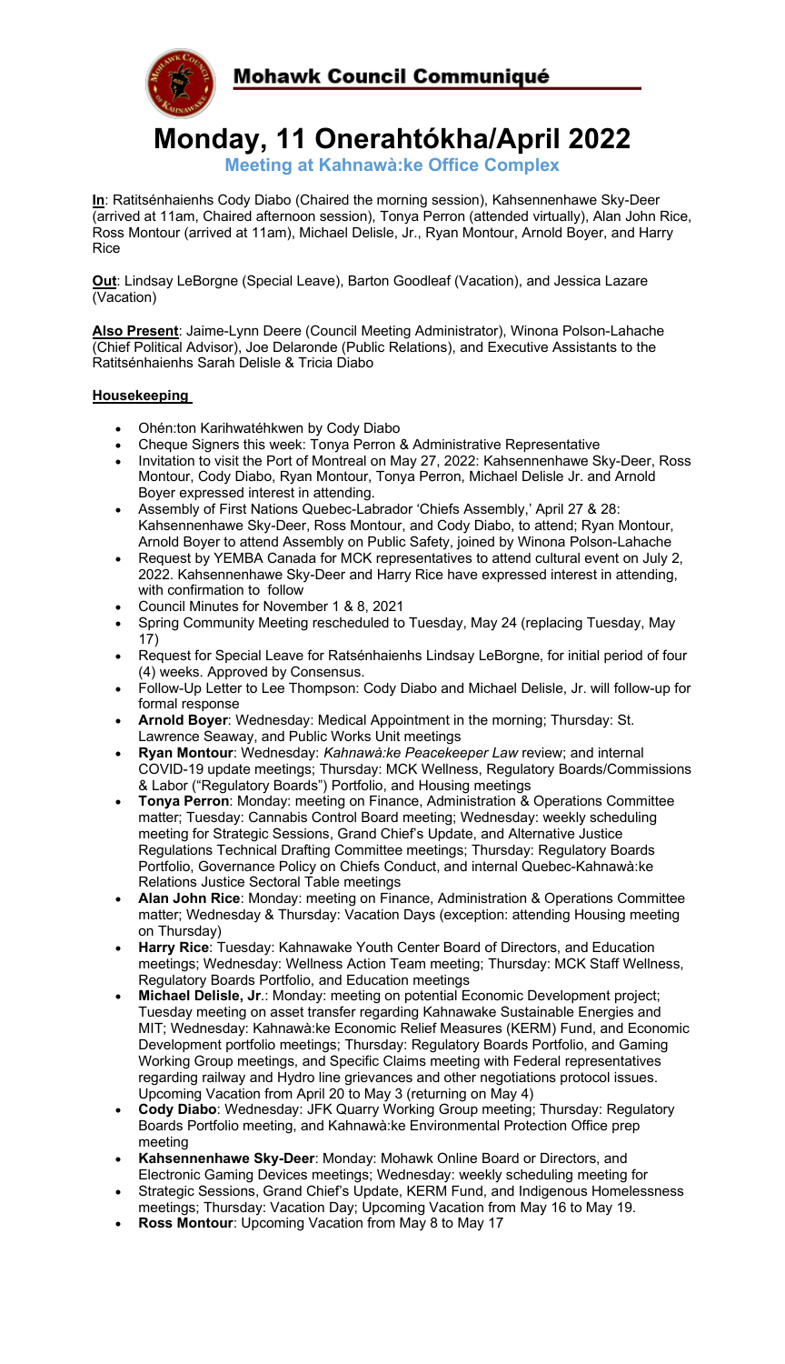## Mohawk Council Communiqué

# Monday, 11 Onerahtókha/April 2022

### Meeting at Kahnawà:ke Office Complex

**In**: Ratitsénhaienhs Cody Diabo (Chaired the morning session), Kahsennenhawe Sky-Deer (arrived at 11am, Chaired afternoon session), Tonya Perron (attended virtually), Alan John Rice, Ross Montour (arrived at 11am), Michael Delisle, Jr., Ryan Montour, Arnold Boyer, and Harry Rice

**Out**: Lindsay LeBorgne (Special Leave), Barton Goodleaf (Vacation), and Jessica Lazare (Vacation)

**Also Present**: Jaime-Lynn Deere (Council Meeting Administrator), Winona Polson-Lahache (Chief Political Advisor), Joe Delaronde (Public Relations), and Executive Assistants to the Ratitsénhaienhs Sarah Delisle & Tricia Diabo

**Housekeeping**

- Ohén:ton Karihwatéhkwen by Cody Diabo
- Cheque Signers this week: Tonya Perron & Administrative Representative
- Invitation to visit the Port of Montreal on May 27, 2022: Kahsennenhawe Sky-Deer, Ross Montour, Cody Diabo, Ryan Montour, Tonya Perron, Michael Delisle Jr. and Arnold Boyer expressed interest in attending.
- Assembly of First Nations Quebec-Labrador 'Chiefs Assembly,' April 27 & 28: Kahsennenhawe Sky-Deer, Ross Montour, and Cody Diabo, to attend; Ryan Montour, Arnold Boyer to attend Assembly on Public Safety, joined by Winona Polson-Lahache
- Request by YEMBA Canada for MCK representatives to attend cultural event on July 2, 2022. Kahsennenhawe Sky-Deer and Harry Rice have expressed interest in attending, with confirmation to follow
- Council Minutes for November 1 & 8, 2021
- Spring Community Meeting rescheduled to Tuesday, May 24 (replacing Tuesday, May 17)
- Request for Special Leave for Ratsénhaienhs Lindsay LeBorgne, for initial period of four (4) weeks. Approved by Consensus.
- Follow-Up Letter to Lee Thompson: Cody Diabo and Michael Delisle, Jr. will follow-up for formal response
- **Arnold Boyer**: Wednesday: Medical Appointment in the morning; Thursday: St. Lawrence Seaway, and Public Works Unit meetings
- **Ryan Montour**: Wednesday: *Kahnawà:ke Peacekeeper Law* review; and internal COVID-19 update meetings; Thursday: MCK Wellness, Regulatory Boards/Commissions & Labor ("Regulatory Boards") Portfolio, and Housing meetings
- **Tonya Perron**: Monday: meeting on Finance, Administration & Operations Committee matter; Tuesday: Cannabis Control Board meeting; Wednesday: weekly scheduling meeting for Strategic Sessions, Grand Chief's Update, and Alternative Justice Regulations Technical Drafting Committee meetings; Thursday: Regulatory Boards Portfolio, Governance Policy on Chiefs Conduct, and internal Quebec-Kahnawà:ke Relations Justice Sectoral Table meetings
- **Alan John Rice**: Monday: meeting on Finance, Administration & Operations Committee matter; Wednesday & Thursday: Vacation Days (exception: attending Housing meeting on Thursday)
- **Harry Rice**: Tuesday: Kahnawake Youth Center Board of Directors, and Education meetings; Wednesday: Wellness Action Team meeting; Thursday: MCK Staff Wellness, Regulatory Boards Portfolio, and Education meetings
- **Michael Delisle, Jr**.: Monday: meeting on potential Economic Development project; Tuesday meeting on asset transfer regarding Kahnawake Sustainable Energies and MIT; Wednesday: Kahnawà:ke Economic Relief Measures (KERM) Fund, and Economic Development portfolio meetings; Thursday: Regulatory Boards Portfolio, and Gaming Working Group meetings, and Specific Claims meeting with Federal representatives regarding railway and Hydro line grievances and other negotiations protocol issues. Upcoming Vacation from April 20 to May 3 (returning on May 4)
- **Cody Diabo**: Wednesday: JFK Quarry Working Group meeting; Thursday: Regulatory Boards Portfolio meeting, and Kahnawà:ke Environmental Protection Office prep meeting
- **Kahsennenhawe Sky-Deer**: Monday: Mohawk Online Board or Directors, and Electronic Gaming Devices meetings; Wednesday: weekly scheduling meeting for
- Strategic Sessions, Grand Chief's Update, KERM Fund, and Indigenous Homelessness meetings; Thursday: Vacation Day; Upcoming Vacation from May 16 to May 19.
- **Ross Montour**: Upcoming Vacation from May 8 to May 17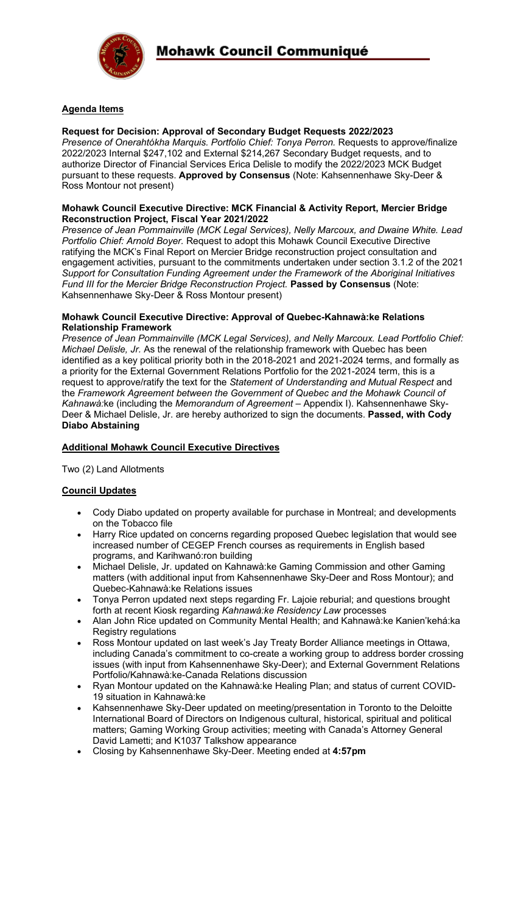## **Agenda Items**

### **Request for Decision: Approval of Secondary Budget Requests 2022/2023**

*Presence of Onerahtókha Marquis. Portfolio Chief: Tonya Perron.* Requests to approve/finalize 2022/2023 Internal $247,102 and External $214,267 Secondary Budget requests, and to authorize Director of Financial Services Erica Delisle to modify the 2022/2023 MCK Budget pursuant to these requests. **Approved by Consensus** (Note: Kahsennenhawe Sky-Deer & Ross Montour not present)

### **Mohawk Council Executive Directive: MCK Financial & Activity Report, Mercier Bridge Reconstruction Project, Fiscal Year 2021/2022**

*Presence of Jean Pommainville (MCK Legal Services), Nelly Marcoux, and Dwaine White. Lead Portfolio Chief: Arnold Boyer.* Request to adopt this Mohawk Council Executive Directive ratifying the MCK's Final Report on Mercier Bridge reconstruction project consultation and engagement activities, pursuant to the commitments undertaken under section 3.1.2 of the 2021 *Support for Consultation Funding Agreement under the Framework of the Aboriginal Initiatives Fund III for the Mercier Bridge Reconstruction Project.* **Passed by Consensus** (Note: Kahsennenhawe Sky-Deer & Ross Montour present)

### **Mohawk Council Executive Directive: Approval of Quebec-Kahnawà:ke Relations Relationship Framework**

*Presence of Jean Pommainville (MCK Legal Services), and Nelly Marcoux. Lead Portfolio Chief: Michael Delisle, Jr.* As the renewal of the relationship framework with Quebec has been identified as a key political priority both in the 2018-2021 and 2021-2024 terms, and formally as a priority for the External Government Relations Portfolio for the 2021-2024 term, this is a request to approve/ratify the text for the *Statement of Understanding and Mutual Respect* and the *Framework Agreement between the Government of Quebec and the Mohawk Council of Kahnawà:*ke (including the *Memorandum of Agreement* – Appendix I). Kahsennenhawe Sky-Deer & Michael Delisle, Jr. are hereby authorized to sign the documents. **Passed, with Cody Diabo Abstaining**

## **Additional Mohawk Council Executive Directives**

Two (2) Land Allotments

## **Council Updates**

- Cody Diabo updated on property available for purchase in Montreal; and developments on the Tobacco file
- Harry Rice updated on concerns regarding proposed Quebec legislation that would see increased number of CEGEP French courses as requirements in English based programs, and Karihwanó:ron building
- Michael Delisle, Jr. updated on Kahnawà:ke Gaming Commission and other Gaming matters (with additional input from Kahsennenhawe Sky-Deer and Ross Montour); and Quebec-Kahnawà:ke Relations issues
- Tonya Perron updated next steps regarding Fr. Lajoie reburial; and questions brought forth at recent Kiosk regarding *Kahnawà:ke Residency Law* processes
- Alan John Rice updated on Community Mental Health; and Kahnawà:ke Kanien'kehá:ka Registry regulations
- Ross Montour updated on last week's Jay Treaty Border Alliance meetings in Ottawa, including Canada's commitment to co-create a working group to address border crossing issues (with input from Kahsennenhawe Sky-Deer); and External Government Relations Portfolio/Kahnawà:ke-Canada Relations discussion
- Ryan Montour updated on the Kahnawà:ke Healing Plan; and status of current COVID-19 situation in Kahnawà:ke
- Kahsennenhawe Sky-Deer updated on meeting/presentation in Toronto to the Deloitte International Board of Directors on Indigenous cultural, historical, spiritual and political matters; Gaming Working Group activities; meeting with Canada's Attorney General David Lametti; and K1037 Talkshow appearance
- Closing by Kahsennenhawe Sky-Deer. Meeting ended at **4:57pm**